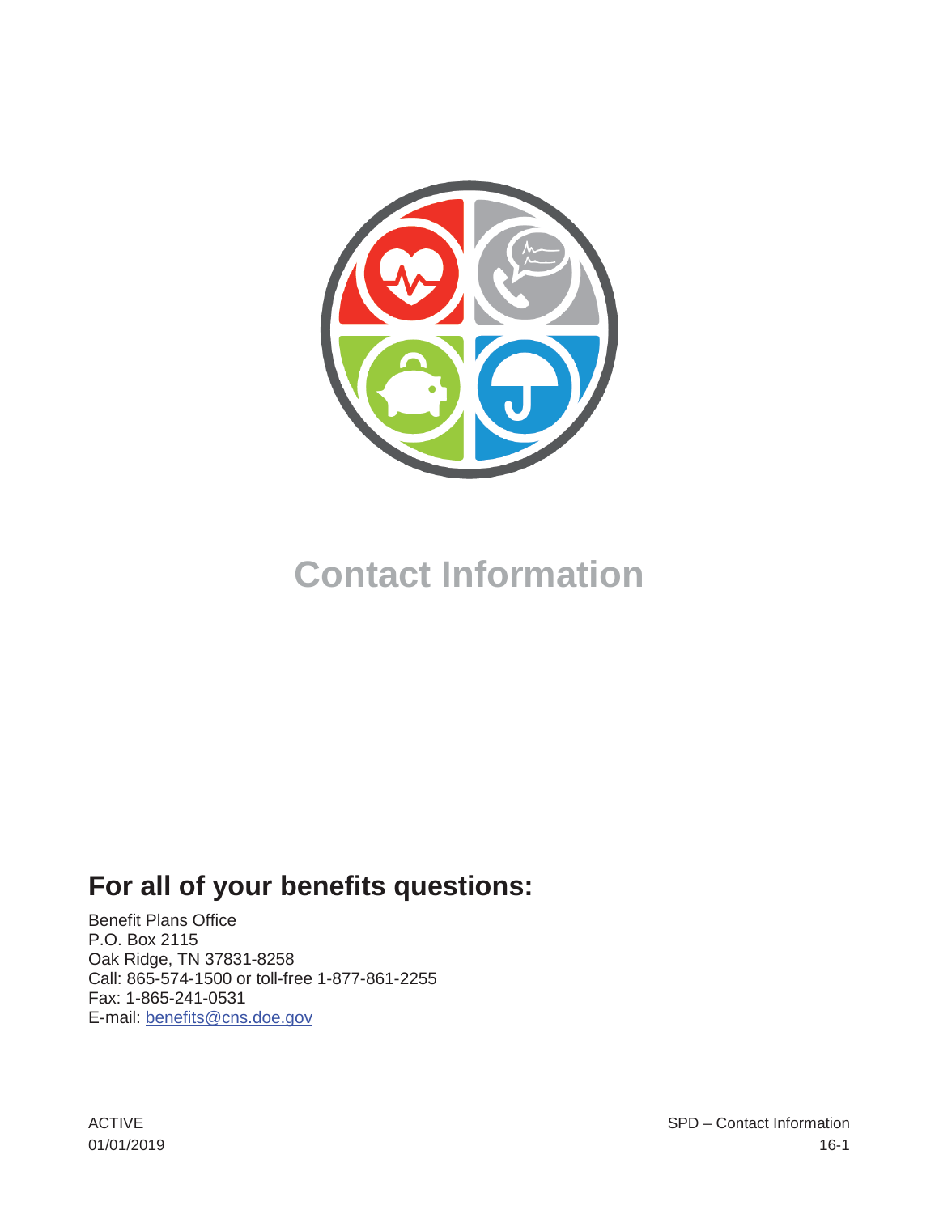# Contact Information

## For all of your benefits questions:

Benefit Plans Office
P.O. Box 2115
Oak Ridge, TN 37831-8258
Call: 865-574-1500 or toll-free 1-877-861-2255
Fax: 1-865-241-0531
E-mail: [benefits@cns.doe.gov](mailto:benefits@cns.doe.gov)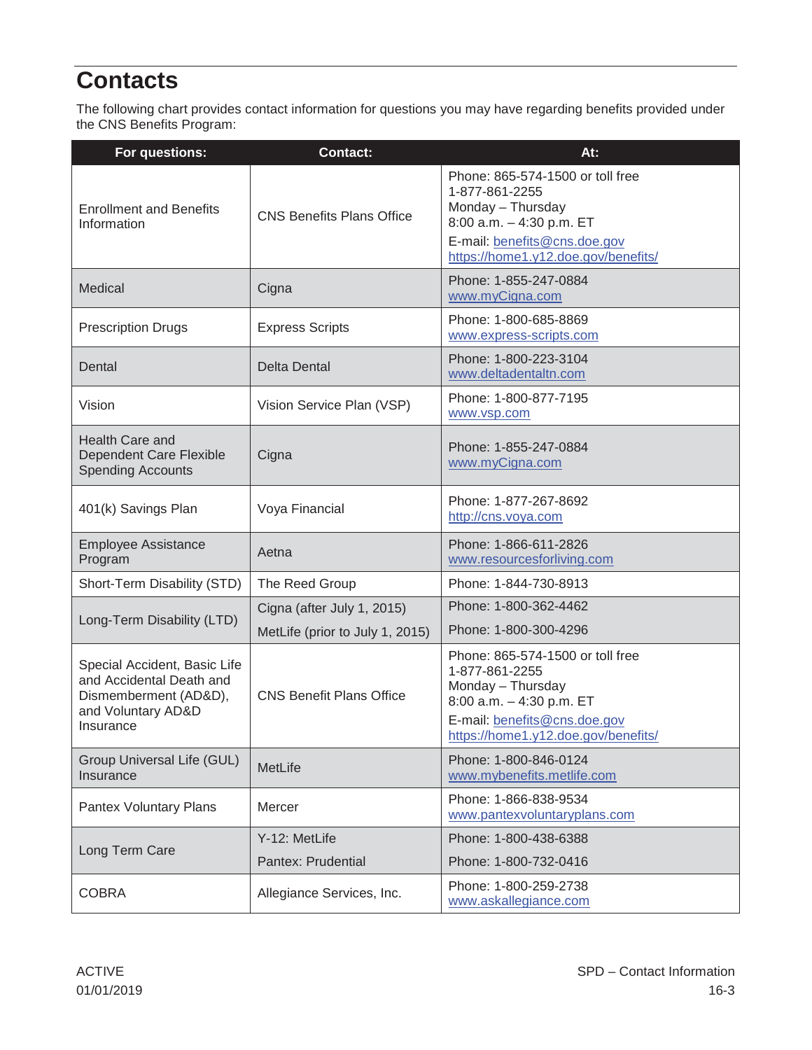# Contacts

The following chart provides contact information for questions you may have regarding benefits provided under the CNS Benefits Program:

| For questions: | Contact: | At: |
|---|---|---|
| Enrollment and Benefits Information | CNS Benefits Plans Office | Phone: 865-574-1500 or toll free 1-877-861-2255<br>Monday – Thursday<br>8:00 a.m. – 4:30 p.m. ET<br>E-mail: benefits@cns.doe.gov<br>https://home1.y12.doe.gov/benefits/ |
| Medical | Cigna | Phone: 1-855-247-0884<br>www.myCigna.com |
| Prescription Drugs | Express Scripts | Phone: 1-800-685-8869<br>www.express-scripts.com |
| Dental | Delta Dental | Phone: 1-800-223-3104<br>www.deltadentaltn.com |
| Vision | Vision Service Plan (VSP) | Phone: 1-800-877-7195<br>www.vsp.com |
| Health Care and Dependent Care Flexible Spending Accounts | Cigna | Phone: 1-855-247-0884<br>www.myCigna.com |
| 401(k) Savings Plan | Voya Financial | Phone: 1-877-267-8692<br>http://cns.voya.com |
| Employee Assistance Program | Aetna | Phone: 1-866-611-2826<br>www.resourcesforliving.com |
| Short-Term Disability (STD) | The Reed Group | Phone: 1-844-730-8913 |
| Long-Term Disability (LTD) | Cigna (after July 1, 2015)<br>MetLife (prior to July 1, 2015) | Phone: 1-800-362-4462<br>Phone: 1-800-300-4296 |
| Special Accident, Basic Life and Accidental Death and Dismemberment (AD&D), and Voluntary AD&D Insurance | CNS Benefit Plans Office | Phone: 865-574-1500 or toll free 1-877-861-2255<br>Monday – Thursday<br>8:00 a.m. – 4:30 p.m. ET<br>E-mail: benefits@cns.doe.gov<br>https://home1.y12.doe.gov/benefits/ |
| Group Universal Life (GUL) Insurance | MetLife | Phone: 1-800-846-0124<br>www.mybenefits.metlife.com |
| Pantex Voluntary Plans | Mercer | Phone: 1-866-838-9534<br>www.pantexvoluntaryplans.com |
| Long Term Care | Y-12: MetLife<br>Pantex: Prudential | Phone: 1-800-438-6388<br>Phone: 1-800-732-0416 |
| COBRA | Allegiance Services, Inc. | Phone: 1-800-259-2738<br>www.askallegiance.com |